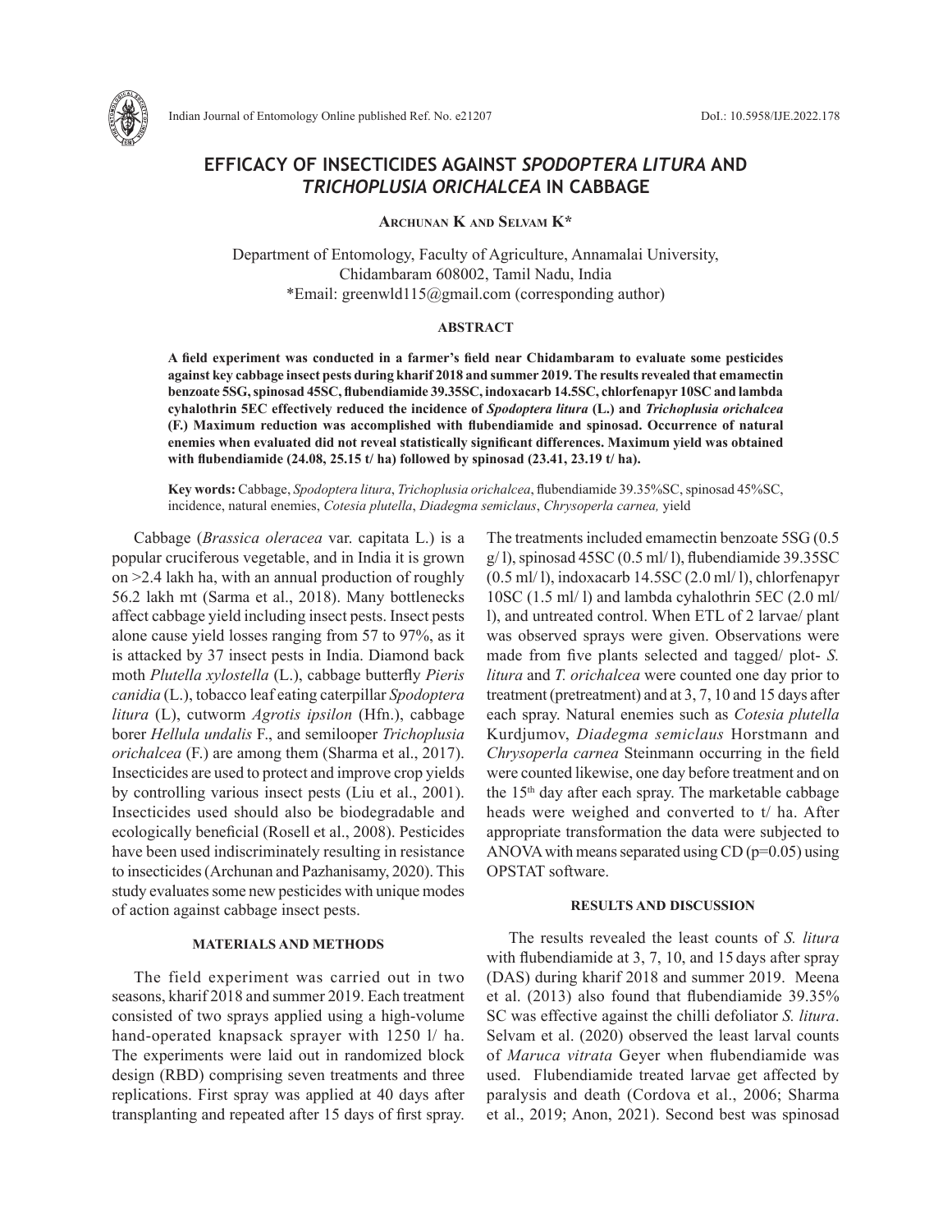# EFFICACY OF INSECTICIDES AGAINST *SPODOPTERA LITURA* AND *TRICHOPLUSIA ORICHALCEA* IN CABBAGE

**Archunan K and Selvam K***

Department of Entomology, Faculty of Agriculture, Annamalai University, Chidambaram 608002, Tamil Nadu, India
*Email: greenwld115@gmail.com (corresponding author)

## ABSTRACT

**A field experiment was conducted in a farmer's field near Chidambaram to evaluate some pesticides against key cabbage insect pests during kharif 2018 and summer 2019. The results revealed that emamectin benzoate 5SG, spinosad 45SC, flubendiamide 39.35SC, indoxacarb 14.5SC, chlorfenapyr 10SC and lambda cyhalothrin 5EC effectively reduced the incidence of *Spodoptera litura* (L.) and *Trichoplusia orichalcea* (F.) Maximum reduction was accomplished with flubendiamide and spinosad. Occurrence of natural enemies when evaluated did not reveal statistically significant differences. Maximum yield was obtained with flubendiamide (24.08, 25.15 t/ ha) followed by spinosad (23.41, 23.19 t/ ha).**

**Key words:** Cabbage, *Spodoptera litura*, *Trichoplusia orichalcea*, flubendiamide 39.35%SC, spinosad 45%SC, incidence, natural enemies, *Cotesia plutella*, *Diadegma semiclaus*, *Chrysoperla carnea,* yield

Cabbage (*Brassica oleracea* var. capitata L.) is a popular cruciferous vegetable, and in India it is grown on >2.4 lakh ha, with an annual production of roughly 56.2 lakh mt (Sarma et al., 2018). Many bottlenecks affect cabbage yield including insect pests. Insect pests alone cause yield losses ranging from 57 to 97%, as it is attacked by 37 insect pests in India. Diamond back moth *Plutella xylostella* (L.), cabbage butterfly *Pieris canidia* (L.), tobacco leaf eating caterpillar *Spodoptera litura* (L), cutworm *Agrotis ipsilon* (Hfn.), cabbage borer *Hellula undalis* F., and semilooper *Trichoplusia orichalcea* (F.) are among them (Sharma et al., 2017). Insecticides are used to protect and improve crop yields by controlling various insect pests (Liu et al., 2001). Insecticides used should also be biodegradable and ecologically beneficial (Rosell et al., 2008). Pesticides have been used indiscriminately resulting in resistance to insecticides (Archunan and Pazhanisamy, 2020). This study evaluates some new pesticides with unique modes of action against cabbage insect pests.

## MATERIALS AND METHODS

The field experiment was carried out in two seasons, kharif 2018 and summer 2019. Each treatment consisted of two sprays applied using a high-volume hand-operated knapsack sprayer with 1250 l/ ha. The experiments were laid out in randomized block design (RBD) comprising seven treatments and three replications. First spray was applied at 40 days after transplanting and repeated after 15 days of first spray. The treatments included emamectin benzoate 5SG (0.5 g/ l), spinosad 45SC (0.5 ml/ l), flubendiamide 39.35SC (0.5 ml/ l), indoxacarb 14.5SC (2.0 ml/ l), chlorfenapyr 10SC (1.5 ml/ l) and lambda cyhalothrin 5EC (2.0 ml/ l), and untreated control. When ETL of 2 larvae/ plant was observed sprays were given. Observations were made from five plants selected and tagged/ plot- *S. litura* and *T. orichalcea* were counted one day prior to treatment (pretreatment) and at 3, 7, 10 and 15 days after each spray. Natural enemies such as *Cotesia plutella* Kurdjumov, *Diadegma semiclaus* Horstmann and *Chrysoperla carnea* Steinmann occurring in the field were counted likewise, one day before treatment and on the 15th day after each spray. The marketable cabbage heads were weighed and converted to t/ ha. After appropriate transformation the data were subjected to ANOVA with means separated using CD (p=0.05) using OPSTAT software.

## RESULTS AND DISCUSSION

The results revealed the least counts of *S. litura* with flubendiamide at 3, 7, 10, and 15 days after spray (DAS) during kharif 2018 and summer 2019. Meena et al. (2013) also found that flubendiamide 39.35% SC was effective against the chilli defoliator *S. litura*. Selvam et al. (2020) observed the least larval counts of *Maruca vitrata* Geyer when flubendiamide was used. Flubendiamide treated larvae get affected by paralysis and death (Cordova et al., 2006; Sharma et al., 2019; Anon, 2021). Second best was spinosad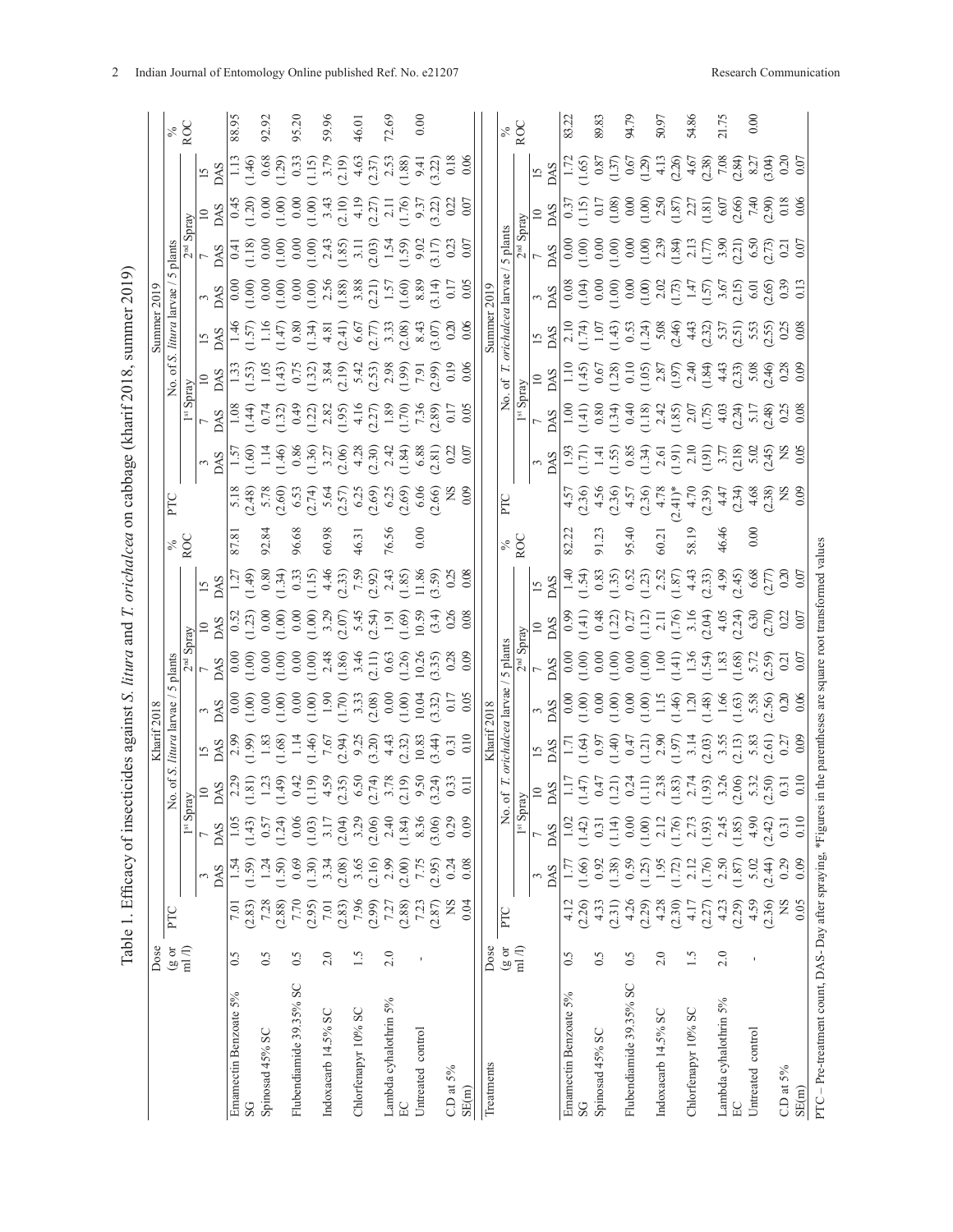Table 1. Efficacy of insecticides against *S. litura* and *T. orichalcea* on cabbage (kharif 2018, summer 2019)

| Treatments | Dose (g or ml/l) | Kharif 2018 | | | | | | | | | | Summer 2019 | | | | | | | | | |
|---|---|---|---|---|---|---|---|---|---|---|---|---|---|---|---|---|---|---|---|---|---|
| | | PTC | No. of *S. litura* larvae / 5 plants | | | | | | | | % ROC | PTC | No. of *S. litura* larvae / 5 plants | | | | | | | | % ROC |
| | | | 1[st] Spray | | | | 2[nd] Spray | | | | | | 1[st] Spray | | | | 2[nd] Spray | | | | |
| | | | 3 DAS | 7 DAS | 10 DAS | 15 DAS | 3 DAS | 7 DAS | 10 DAS | 15 DAS | | | 3 DAS | 7 DAS | 10 DAS | 15 DAS | 3 DAS | 7 DAS | 10 DAS | 15 DAS | |
| Emamectin Benzoate 5% SG | 0.5 | 7.01 (2.83) | 1.54 (1.59) | 1.05 (1.43) | 2.29 (1.81) | 2.99 (1.99) | 0.00 (1.00) | 0.00 (1.00) | 0.52 (1.23) | 1.27 (1.49) | 87.81 | 5.18 (2.48) | 1.57 (1.60) | 1.08 (1.44) | 1.33 (1.53) | 1.46 (1.57) | 0.00 (1.00) | 0.41 (1.18) | 0.45 (1.20) | 1.13 (1.46) | 88.95 |
| Spinosad 45% SC | 0.5 | 7.28 (2.88) | 1.24 (1.50) | 0.57 (1.24) | 1.23 (1.49) | 1.83 (1.68) | 0.00 (1.00) | 0.00 (1.00) | 0.00 (1.00) | 0.80 (1.34) | 92.84 | 5.78 (2.60) | 1.14 (1.46) | 0.74 (1.32) | 1.05 (1.43) | 1.16 (1.47) | 0.00 (1.00) | 0.00 (1.00) | 0.00 (1.00) | 0.68 (1.29) | 92.92 |
| Flubendiamide 39.35% SC | 0.5 | 7.70 (2.95) | 0.69 (1.30) | 0.06 (1.03) | 0.42 (1.19) | 1.14 (1.46) | 0.00 (1.00) | 0.00 (1.00) | 0.00 (1.00) | 0.33 (1.15) | 96.68 | 6.53 (2.74) | 0.86 (1.36) | 0.49 (1.22) | 0.75 (1.32) | 0.80 (1.34) | 0.00 (1.00) | 0.00 (1.00) | 0.00 (1.00) | 0.33 (1.15) | 95.20 |
| Indoxacarb 14.5% SC | 2.0 | 7.01 (2.83) | 3.34 (2.08) | 3.17 (2.04) | 4.59 (2.35) | 7.67 (2.94) | 1.90 (1.70) | 2.48 (1.86) | 3.29 (2.07) | 4.46 (2.33) | 60.98 | 5.64 (2.57) | 3.27 (2.06) | 2.82 (1.95) | 3.84 (2.19) | 4.81 (2.41) | 2.56 (1.88) | 2.43 (1.85) | 3.43 (2.10) | 3.79 (2.19) | 59.96 |
| Chlorfenapyr 10% SC | 1.5 | 7.96 (2.99) | 3.65 (2.16) | 3.29 (2.06) | 6.50 (2.74) | 9.25 (3.20) | 3.33 (2.08) | 3.46 (2.11) | 5.45 (2.54) | 7.59 (2.92) | 46.31 | 6.25 (2.69) | 4.28 (2.30) | 4.16 (2.27) | 5.42 (2.53) | 6.67 (2.77) | 3.88 (2.21) | 3.11 (2.03) | 4.19 (2.27) | 4.63 (2.37) | 46.01 |
| Lambda cyhalothrin 5% EC | 2.0 | 7.27 (2.88) | 2.99 (2.00) | 2.40 (1.84) | 3.78 (2.19) | 4.43 (2.32) | 0.00 (1.00) | 0.63 (1.26) | 1.91 (1.69) | 2.43 (1.85) | 76.56 | 6.25 (2.69) | 2.42 (1.84) | 1.89 (1.70) | 2.98 (1.99) | 3.33 (2.08) | 1.57 (1.60) | 1.54 (1.59) | 2.11 (1.76) | 2.53 (1.88) | 72.69 |
| Untreated control | - | 7.23 (2.87) | 7.75 (2.95) | 8.36 (3.06) | 9.50 (3.24) | 10.83 (3.44) | 10.04 (3.32) | 10.26 (3.35) | 10.59 (3.4) | 11.86 (3.59) | 0.00 | 6.06 (2.66) | 6.88 (2.81) | 7.36 (2.89) | 7.91 (2.99) | 8.43 (3.07) | 8.89 (3.14) | 9.02 (3.17) | 9.37 (3.22) | 9.41 (3.22) | 0.00 |
| C.D at 5% | | NS | 0.24 | 0.29 | 0.33 | 0.31 | 0.17 | 0.28 | 0.26 | 0.25 | | NS | 0.22 | 0.17 | 0.19 | 0.20 | 0.17 | 0.23 | 0.22 | 0.18 | |
| SE(m) | | 0.04 | 0.08 | 0.09 | 0.11 | 0.10 | 0.05 | 0.09 | 0.08 | 0.08 | | 0.09 | 0.07 | 0.05 | 0.06 | 0.06 | 0.05 | 0.07 | 0.07 | 0.06 | |

| Treatments | Dose (g or ml/l) | Kharif 2018 | | | | | | | | | | Summer 2019 | | | | | | | | | |
|---|---|---|---|---|---|---|---|---|---|---|---|---|---|---|---|---|---|---|---|---|---|
| | | PTC | No. of *T. orichalcea* larvae / 5 plants | | | | | | | | % ROC | PTC | No. of *T. orichalcea* larvae / 5 plants | | | | | | | | % ROC |
| | | | 1[st] Spray | | | | 2[nd] Spray | | | | | | 1[st] Spray | | | | 2[nd] Spray | | | | |
| | | | 3 DAS | 7 DAS | 10 DAS | 15 DAS | 3 DAS | 7 DAS | 10 DAS | 15 DAS | | | 3 DAS | 7 DAS | 10 DAS | 15 DAS | 3 DAS | 7 DAS | 10 DAS | 15 DAS | |
| Emamectin Benzoate 5% SG | 0.5 | 4.12 (2.26) | 1.77 (1.66) | 1.02 (1.42) | 1.17 (1.47) | 1.71 (1.64) | 0.00 (1.00) | 0.00 (1.00) | 0.99 (1.41) | 1.40 (1.54) | 82.22 | 4.57 (2.36) | 1.93 (1.71) | 1.00 (1.41) | 1.10 (1.45) | 2.10 (1.74) | 0.08 (1.04) | 0.00 (1.00) | 0.37 (1.15) | 1.72 (1.65) | 83.22 |
| Spinosad 45% SC | 0.5 | 4.33 (2.31) | 0.92 (1.38) | 0.31 (1.14) | 0.47 (1.21) | 0.97 (1.40) | 0.00 (1.00) | 0.00 (1.00) | 0.48 (1.22) | 0.83 (1.35) | 91.23 | 4.56 (2.36) | 1.41 (1.55) | 0.80 (1.34) | 0.67 (1.28) | 1.07 (1.43) | 0.00 (1.00) | 0.00 (1.00) | 0.17 (1.08) | 0.87 (1.37) | 89.83 |
| Flubendiamide 39.35% SC | 0.5 | 4.26 (2.29) | 0.59 (1.25) | 0.00 (1.00) | 0.24 (1.11) | 0.47 (1.21) | 0.00 (1.00) | 0.00 (1.00) | 0.27 (1.12) | 0.52 (1.23) | 95.40 | 4.57 (2.36) | 0.85 (1.34) | 0.40 (1.18) | 0.10 (1.05) | 0.53 (1.24) | 0.00 (1.00) | 0.00 (1.00) | 0.00 (1.00) | 0.67 (1.29) | 94.79 |
| Indoxacarb 14.5% SC | 2.0 | 4.28 (2.30) | 1.95 (1.72) | 2.12 (1.76) | 2.38 (1.83) | 2.90 (1.97) | 1.15 (1.46) | 1.00 (1.41) | 2.11 (1.76) | 2.52 (1.87) | 60.21 | 4.78 (2.41)* | 2.61 (1.91) | 2.42 (1.85) | 2.87 (1.97) | 5.08 (2.46) | 2.02 (1.73) | 2.39 (1.84) | 2.50 (1.87) | 4.13 (2.26) | 50.97 |
| Chlorfenapyr 10% SC | 1.5 | 4.17 (2.27) | 2.12 (1.76) | 2.73 (1.93) | 2.74 (1.93) | 3.14 (2.03) | 1.20 (1.48) | 1.36 (1.54) | 3.16 (2.04) | 4.43 (2.33) | 58.19 | 4.70 (2.39) | 2.10 (1.91) | 2.07 (1.75) | 2.40 (1.84) | 4.43 (2.32) | 1.47 (1.57) | 2.13 (1.77) | 2.27 (1.81) | 4.67 (2.38) | 54.86 |
| Lambda cyhalothrin 5% EC | 2.0 | 4.23 (2.29) | 2.50 (1.87) | 2.45 (1.85) | 3.26 (2.06) | 3.55 (2.13) | 1.66 (1.63) | 1.83 (1.68) | 4.05 (2.24) | 4.99 (2.45) | 46.46 | 4.47 (2.34) | 3.77 (2.18) | 4.03 (2.24) | 4.43 (2.33) | 5.37 (2.51) | 3.67 (2.15) | 3.90 (2.21) | 6.07 (2.66) | 7.08 (2.84) | 21.75 |
| Untreated control | - | 4.59 (2.36) | 5.02 (2.44) | 4.90 (2.42) | 5.32 (2.50) | 5.83 (2.61) | 5.58 (2.56) | 5.72 (2.59) | 6.30 (2.70) | 6.68 (2.77) | 0.00 | 4.68 (2.38) | 5.02 (245) | 5.17 (2.48) | 5.08 (2.46) | 5.53 (2.55) | 6.01 (2.65) | 6.50 (2.73) | 7.40 (2.90) | 8.27 (3.04) | 0.00 |
| C.D at 5% | | NS | 0.29 | 0.31 | 0.31 | 0.27 | 0.20 | 0.21 | 0.22 | 0.20 | | NS | NS | 0.25 | 0.28 | 0.25 | 0.39 | 0.21 | 0.18 | 0.20 | |
| SE(m) | | 0.05 | 0.09 | 0.10 | 0.10 | 0.09 | 0.06 | 0.07 | 0.07 | 0.07 | | 0.09 | 0.05 | 0.08 | 0.09 | 0.08 | 0.13 | 0.07 | 0.06 | 0.07 | |

PTC – Pre-treatment count, DAS- Day after spraying, *Figures in the parentheses are square root transformed values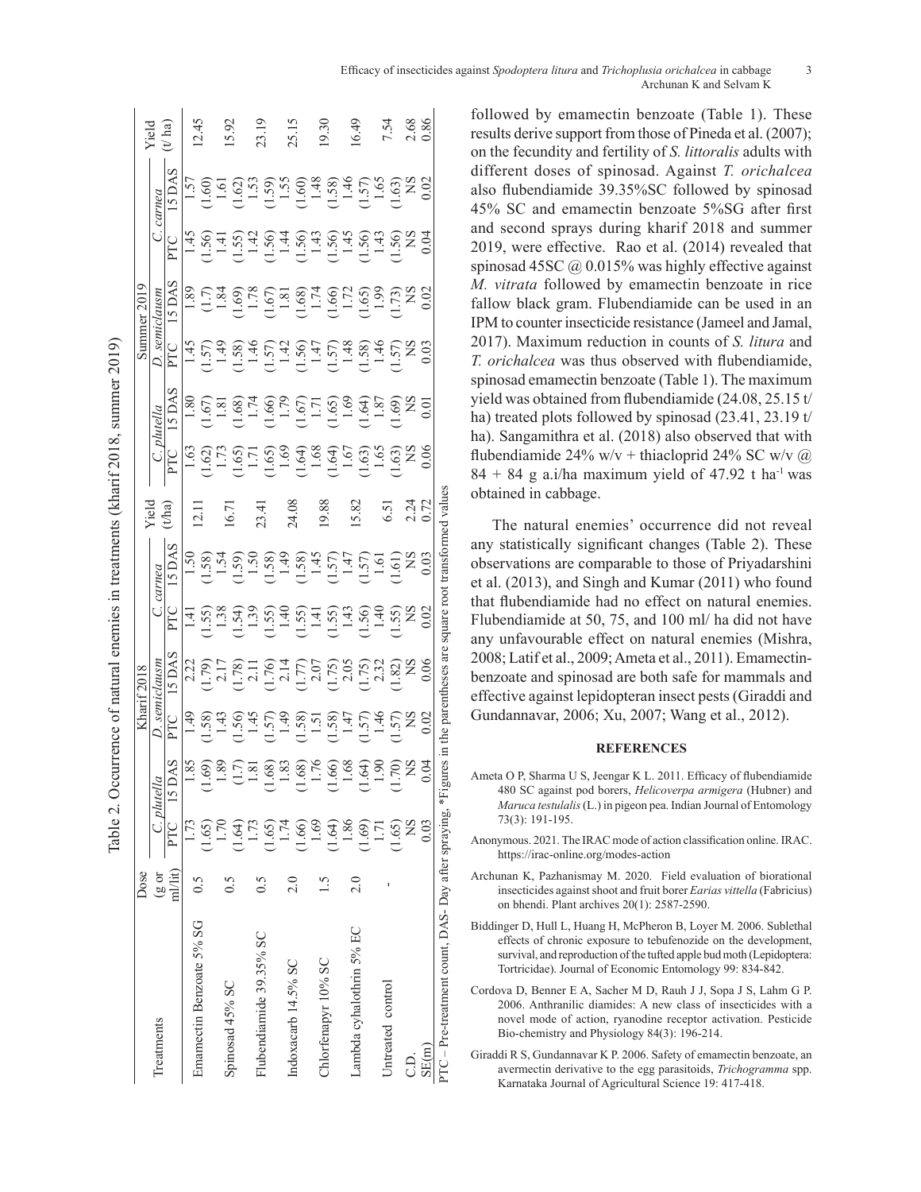Table 2. Occurrence of natural enemies in treatments (kharif 2018, summer 2019)

| Treatments | Dose (g or ml/lit) | Kharif 2018 | | | | | | Yield (t/ha) | Summer 2019 | | | | | | Yield (t/ ha) |
|---|---|---|---|---|---|---|---|---|---|---|---|---|---|---|---|
| | | *C. plutella* | | *D. semiclausm* | | *C. carnea* | | | *C. plutella* | | *D. semiclausm* | | *C. carnea* | | |
| | | PTC | 15 DAS | PTC | 15 DAS | PTC | 15 DAS | | PTC | 15 DAS | PTC | 15 DAS | PTC | 15 DAS | |
| Emamectin Benzoate 5% SG | 0.5 | 1.73 (1.65) | 1.85 (1.69) | 1.49 (1.58) | 2.22 (1.79) | 1.41 (1.55) | 1.50 (1.58) | 12.11 | 1.63 (1.62) | 1.80 (1.67) | 1.45 (1.57) | 1.89 (1.7) | 1.45 (1.56) | 1.57 (1.60) | 12.45 |
| Spinosad 45% SC | 0.5 | 1.70 (1.64) | 1.89 (1.7) | 1.43 (1.56) | 2.17 (1.78) | 1.38 (1.54) | 1.54 (1.59) | 16.71 | 1.73 (1.65) | 1.81 (1.68) | 1.49 (1.58) | 1.84 (1.69) | 1.41 (1.55) | 1.61 (1.62) | 15.92 |
| Flubendiamide 39.35% SC | 0.5 | 1.73 (1.65) | 1.81 (1.68) | 1.45 (1.57) | 2.11 (1.76) | 1.39 (1.55) | 1.50 (1.58) | 23.41 | 1.71 (1.65) | 1.74 (1.66) | 1.46 (1.57) | 1.78 (1.67) | 1.42 (1.56) | 1.53 (1.59) | 23.19 |
| Indoxacarb 14.5% SC | 2.0 | 1.74 (1.66) | 1.83 (1.68) | 1.49 (1.58) | 2.14 (1.77) | 1.40 (1.55) | 1.49 (1.58) | 24.08 | 1.69 (1.64) | 1.79 (1.67) | 1.42 (1.56) | 1.81 (1.68) | 1.44 (1.56) | 1.55 (1.60) | 25.15 |
| Chlorfenapyr 10% SC | 1.5 | 1.69 (1.64) | 1.76 (1.66) | 1.51 (1.58) | 2.07 (1.75) | 1.41 (1.55) | 1.45 (1.57) | 19.88 | 1.68 (1.64) | 1.71 (1.65) | 1.47 (1.57) | 1.74 (1.66) | 1.43 (1.56) | 1.48 (1.58) | 19.30 |
| Lambda cyhalothrin 5% EC | 2.0 | 1.86 (1.69) | 1.68 (1.64) | 1.47 (1.57) | 2.05 (1.75) | 1.43 (1.56) | 1.47 (1.57) | 15.82 | 1.67 (1.63) | 1.69 (1.64) | 1.48 (1.58) | 1.72 (1.65) | 1.45 (1.56) | 1.46 (1.57) | 16.49 |
| Untreated control | - | 1.71 (1.65) | 1.90 (1.70) | 1.46 (1.57) | 2.32 (1.82) | 1.40 (1.55) | 1.61 (1.61) | 6.51 | 1.65 (1.63) | 1.87 (1.69) | 1.46 (1.57) | 1.99 (1.73) | 1.43 (1.56) | 1.65 (1.63) | 7.54 |
| C.D. | | NS | NS | NS | NS | NS | NS | 2.24 | NS | NS | NS | NS | NS | NS | 2.68 |
| SE(m) | | 0.03 | 0.04 | 0.02 | 0.06 | 0.02 | 0.03 | 0.72 | 0.06 | 0.01 | 0.03 | 0.02 | 0.04 | 0.02 | 0.86 |

PTC – Pre-treatment count, DAS- Day after spraying, *Figures in the parentheses are square root transformed values

followed by emamectin benzoate (Table 1). These results derive support from those of Pineda et al. (2007); on the fecundity and fertility of *S. littoralis* adults with different doses of spinosad. Against *T. orichalcea* also flubendiamide 39.35%SC followed by spinosad 45% SC and emamectin benzoate 5%SG after first and second sprays during kharif 2018 and summer 2019, were effective. Rao et al. (2014) revealed that spinosad 45SC @ 0.015% was highly effective against *M. vitrata* followed by emamectin benzoate in rice fallow black gram. Flubendiamide can be used in an IPM to counter insecticide resistance (Jameel and Jamal, 2017). Maximum reduction in counts of *S. litura* and *T. orichalcea* was thus observed with flubendiamide, spinosad emamectin benzoate (Table 1). The maximum yield was obtained from flubendiamide (24.08, 25.15 t/ha) treated plots followed by spinosad (23.41, 23.19 t/ha). Sangamithra et al. (2018) also observed that with flubendiamide 24% w/v + thiacloprid 24% SC w/v @ 84 + 84 g a.i/ha maximum yield of 47.92 t $ha^{-1}$ was obtained in cabbage.

The natural enemies' occurrence did not reveal any statistically significant changes (Table 2). These observations are comparable to those of Priyadarshini et al. (2013), and Singh and Kumar (2011) who found that flubendiamide had no effect on natural enemies. Flubendiamide at 50, 75, and 100 ml/ ha did not have any unfavourable effect on natural enemies (Mishra, 2008; Latif et al., 2009; Ameta et al., 2011). Emamectin-benzoate and spinosad are both safe for mammals and effective against lepidopteran insect pests (Giraddi and Gundannavar, 2006; Xu, 2007; Wang et al., 2012).

## REFERENCES

Ameta O P, Sharma U S, Jeengar K L. 2011. Efficacy of flubendiamide 480 SC against pod borers, *Helicoverpa armigera* (Hubner) and *Maruca testulalis* (L.) in pigeon pea. Indian Journal of Entomology 73(3): 191-195.

Anonymous. 2021. The IRAC mode of action classification online. IRAC. https://irac-online.org/modes-action

Archunan K, Pazhanismay M. 2020. Field evaluation of biorational insecticides against shoot and fruit borer *Earias vittella* (Fabricius) on bhendi. Plant archives 20(1): 2587-2590.

Biddinger D, Hull L, Huang H, McPheron B, Loyer M. 2006. Sublethal effects of chronic exposure to tebufenozide on the development, survival, and reproduction of the tufted apple bud moth (Lepidoptera: Tortricidae). Journal of Economic Entomology 99: 834-842.

Cordova D, Benner E A, Sacher M D, Rauh J J, Sopa J S, Lahm G P. 2006. Anthranilic diamides: A new class of insecticides with a novel mode of action, ryanodine receptor activation. Pesticide Bio-chemistry and Physiology 84(3): 196-214.

Giraddi R S, Gundannavar K P. 2006. Safety of emamectin benzoate, an avermectin derivative to the egg parasitoids, *Trichogramma* spp. Karnataka Journal of Agricultural Science 19: 417-418.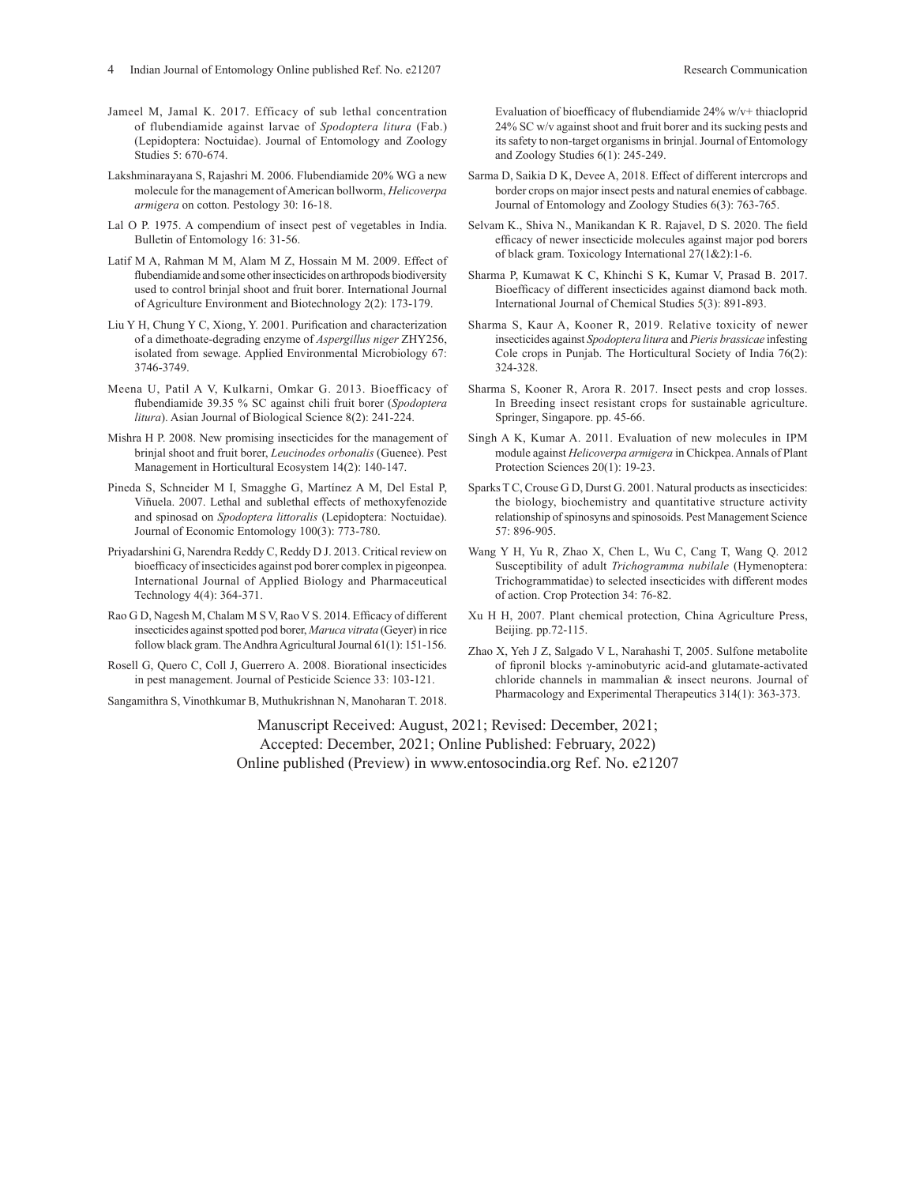Jameel M, Jamal K. 2017. Efficacy of sub lethal concentration of flubendiamide against larvae of *Spodoptera litura* (Fab.) (Lepidoptera: Noctuidae). Journal of Entomology and Zoology Studies 5: 670-674.

Lakshminarayana S, Rajashri M. 2006. Flubendiamide 20% WG a new molecule for the management of American bollworm, *Helicoverpa armigera* on cotton. Pestology 30: 16-18.

Lal O P. 1975. A compendium of insect pest of vegetables in India. Bulletin of Entomology 16: 31-56.

Latif M A, Rahman M M, Alam M Z, Hossain M M. 2009. Effect of flubendiamide and some other insecticides on arthropods biodiversity used to control brinjal shoot and fruit borer. International Journal of Agriculture Environment and Biotechnology 2(2): 173-179.

Liu Y H, Chung Y C, Xiong, Y. 2001. Purification and characterization of a dimethoate-degrading enzyme of *Aspergillus niger* ZHY256, isolated from sewage. Applied Environmental Microbiology 67: 3746-3749.

Meena U, Patil A V, Kulkarni, Omkar G. 2013. Bioefficacy of flubendiamide 39.35 % SC against chili fruit borer (*Spodoptera litura*). Asian Journal of Biological Science 8(2): 241-224.

Mishra H P. 2008. New promising insecticides for the management of brinjal shoot and fruit borer, *Leucinodes orbonalis* (Guenee). Pest Management in Horticultural Ecosystem 14(2): 140-147.

Pineda S, Schneider M I, Smagghe G, Martínez A M, Del Estal P, Viñuela. 2007. Lethal and sublethal effects of methoxyfenozide and spinosad on *Spodoptera littoralis* (Lepidoptera: Noctuidae). Journal of Economic Entomology 100(3): 773-780.

Priyadarshini G, Narendra Reddy C, Reddy D J. 2013. Critical review on bioefficacy of insecticides against pod borer complex in pigeonpea. International Journal of Applied Biology and Pharmaceutical Technology 4(4): 364-371.

Rao G D, Nagesh M, Chalam M S V, Rao V S. 2014. Efficacy of different insecticides against spotted pod borer, *Maruca vitrata* (Geyer) in rice follow black gram. The Andhra Agricultural Journal 61(1): 151-156.

Rosell G, Quero C, Coll J, Guerrero A. 2008. Biorational insecticides in pest management. Journal of Pesticide Science 33: 103-121.

Sangamithra S, Vinothkumar B, Muthukrishnan N, Manoharan T. 2018. Evaluation of bioefficacy of flubendiamide 24% w/v+ thiacloprid 24% SC w/v against shoot and fruit borer and its sucking pests and its safety to non-target organisms in brinjal. Journal of Entomology and Zoology Studies 6(1): 245-249.

Sarma D, Saikia D K, Devee A, 2018. Effect of different intercrops and border crops on major insect pests and natural enemies of cabbage. Journal of Entomology and Zoology Studies 6(3): 763-765.

Selvam K., Shiva N., Manikandan K R. Rajavel, D S. 2020. The field efficacy of newer insecticide molecules against major pod borers of black gram. Toxicology International 27(1&2):1-6.

Sharma P, Kumawat K C, Khinchi S K, Kumar V, Prasad B. 2017. Bioefficacy of different insecticides against diamond back moth. International Journal of Chemical Studies 5(3): 891-893.

Sharma S, Kaur A, Kooner R, 2019. Relative toxicity of newer insecticides against *Spodoptera litura* and *Pieris brassicae* infesting Cole crops in Punjab. The Horticultural Society of India 76(2): 324-328.

Sharma S, Kooner R, Arora R. 2017. Insect pests and crop losses. In Breeding insect resistant crops for sustainable agriculture. Springer, Singapore. pp. 45-66.

Singh A K, Kumar A. 2011. Evaluation of new molecules in IPM module against *Helicoverpa armigera* in Chickpea. Annals of Plant Protection Sciences 20(1): 19-23.

Sparks T C, Crouse G D, Durst G. 2001. Natural products as insecticides: the biology, biochemistry and quantitative structure activity relationship of spinosyns and spinosoids. Pest Management Science 57: 896-905.

Wang Y H, Yu R, Zhao X, Chen L, Wu C, Cang T, Wang Q. 2012 Susceptibility of adult *Trichogramma nubilale* (Hymenoptera: Trichogrammatidae) to selected insecticides with different modes of action. Crop Protection 34: 76-82.

Xu H H, 2007. Plant chemical protection, China Agriculture Press, Beijing. pp.72-115.

Zhao X, Yeh J Z, Salgado V L, Narahashi T, 2005. Sulfone metabolite of fipronil blocks γ-aminobutyric acid-and glutamate-activated chloride channels in mammalian & insect neurons. Journal of Pharmacology and Experimental Therapeutics 314(1): 363-373.

Manuscript Received: August, 2021; Revised: December, 2021; Accepted: December, 2021; Online Published: February, 2022)
Online published (Preview) in www.entosocindia.org Ref. No. e21207